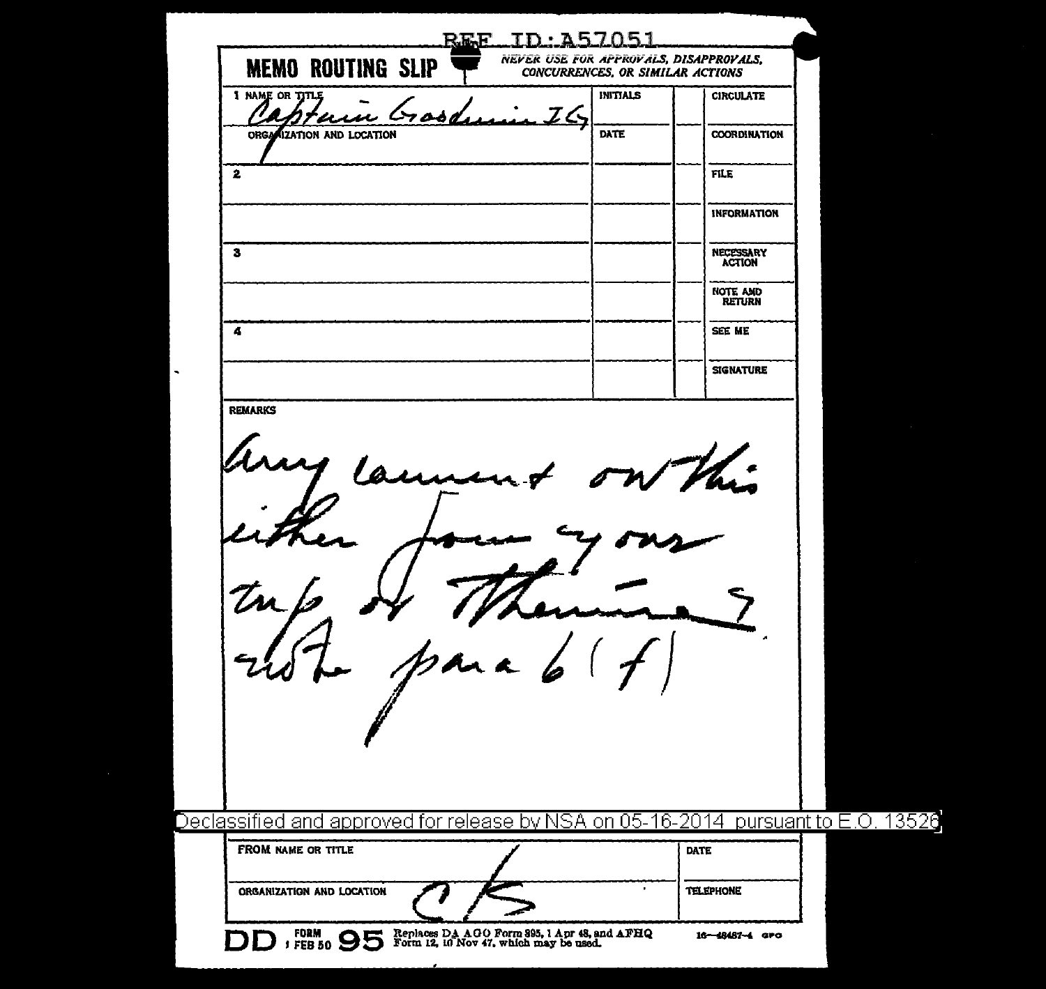REF ID:A57051

# MEMO ROUTING SLIP

*NEVER USE FOR APPROVALS, DISAPPROVALS, CONCURRENCES, OR SIMILAR ACTIONS*

| NAME OR TITLE / ORGANIZATION AND LOCATION | INITIALS / DATE | | |
|---|---|---|---|
| 1 Captain Goodwin IG | INITIALS | | CIRCULATE |
| ORGANIZATION AND LOCATION | DATE | | COORDINATION |
| 2 | | | FILE |
| | | | INFORMATION |
| 3 | | | NECESSARY ACTION |
| | | | NOTE AND RETURN |
| 4 | | | SEE ME |
| | | | SIGNATURE |

REMARKS

Any comment on this either from your trip or otherwise? note para 6(f)

Declassified and approved for release by NSA on 05-16-2014 pursuant to E.O. 13526

| FROM NAME OR TITLE | DATE |
|---|---|
| ORGANIZATION AND LOCATION CK | TELEPHONE |

DD FORM 1 FEB 50 95 Replaces DA AGO Form 895, 1 Apr 48, and AFHQ Form 12, 10 Nov 47, which may be used. 16—48487-4 GPO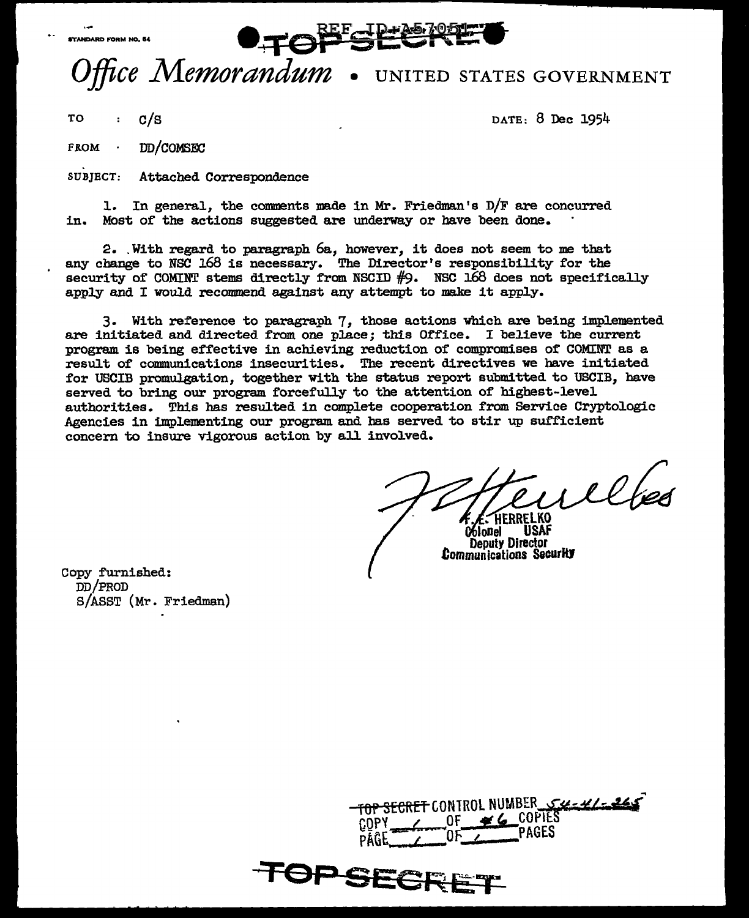STANDARD FORM NO. 64

REF ID:A57051

TOP SECRET

# Office Memorandum • UNITED STATES GOVERNMENT

TO : C/S

DATE: 8 Dec 1954

FROM : DD/COMSEC

SUBJECT: Attached Correspondence

1. In general, the comments made in Mr. Friedman's D/F are concurred in. Most of the actions suggested are underway or have been done.

2. With regard to paragraph 6a, however, it does not seem to me that any change to NSC 168 is necessary. The Director's responsibility for the security of COMINT stems directly from NSCID #9. NSC 168 does not specifically apply and I would recommend against any attempt to make it apply.

3. With reference to paragraph 7, those actions which are being implemented are initiated and directed from one place; this Office. I believe the current program is being effective in achieving reduction of compromises of COMINT as a result of communications insecurities. The recent directives we have initiated for USCIB promulgation, together with the status report submitted to USCIB, have served to bring our program forcefully to the attention of highest-level authorities. This has resulted in complete cooperation from Service Cryptologic Agencies in implementing our program and has served to stir up sufficient concern to insure vigorous action by all involved.

F. E. HERRELKO
Colonel USAF
Deputy Director
Communications Security

Copy furnished:
DD/PROD
S/ASST (Mr. Friedman)

TOP SECRET CONTROL NUMBER 54-41-265
COPY 1 OF #6 COPIES
PAGE 1 OF 1 PAGES

TOP SECRET